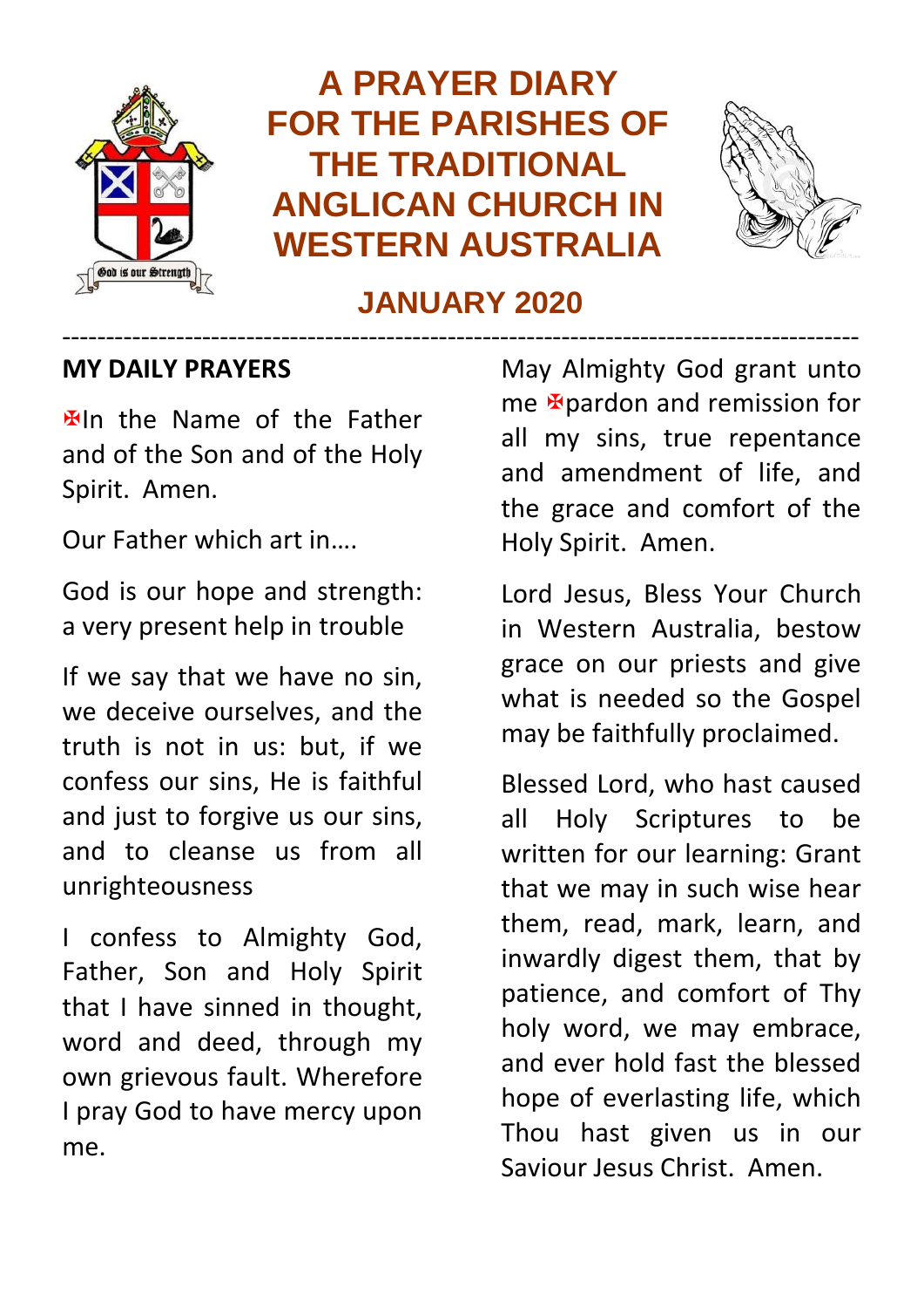# A PRAYER DIARY FOR THE PARISHES OF THE TRADITIONAL ANGLICAN CHURCH IN WESTERN AUSTRALIA

## JANUARY 2020

---

**MY DAILY PRAYERS**

✠In the Name of the Father and of the Son and of the Holy Spirit. Amen.

Our Father which art in….

God is our hope and strength: a very present help in trouble

If we say that we have no sin, we deceive ourselves, and the truth is not in us: but, if we confess our sins, He is faithful and just to forgive us our sins, and to cleanse us from all unrighteousness

I confess to Almighty God, Father, Son and Holy Spirit that I have sinned in thought, word and deed, through my own grievous fault. Wherefore I pray God to have mercy upon me.

May Almighty God grant unto me ✠pardon and remission for all my sins, true repentance and amendment of life, and the grace and comfort of the Holy Spirit. Amen.

Lord Jesus, Bless Your Church in Western Australia, bestow grace on our priests and give what is needed so the Gospel may be faithfully proclaimed.

Blessed Lord, who hast caused all Holy Scriptures to be written for our learning: Grant that we may in such wise hear them, read, mark, learn, and inwardly digest them, that by patience, and comfort of Thy holy word, we may embrace, and ever hold fast the blessed hope of everlasting life, which Thou hast given us in our Saviour Jesus Christ. Amen.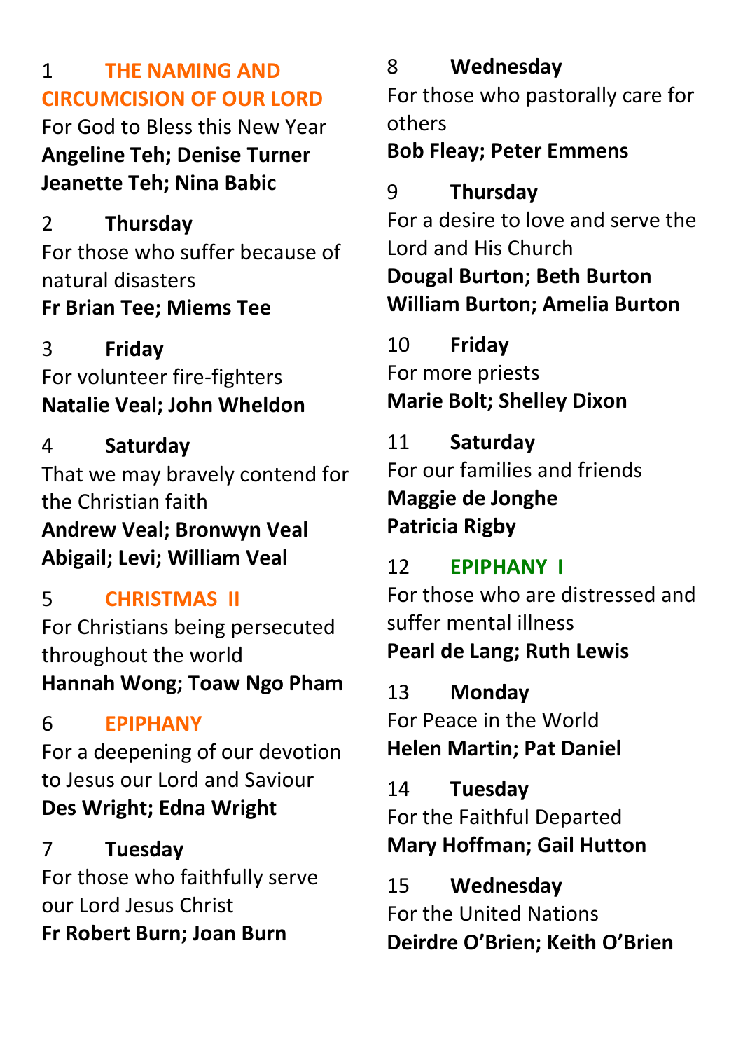1 **THE NAMING AND CIRCUMCISION OF OUR LORD**
For God to Bless this New Year
**Angeline Teh; Denise Turner**
**Jeanette Teh; Nina Babic**

2 **Thursday**
For those who suffer because of natural disasters
**Fr Brian Tee; Miems Tee**

3 **Friday**
For volunteer fire-fighters
**Natalie Veal; John Wheldon**

4 **Saturday**
That we may bravely contend for the Christian faith
**Andrew Veal; Bronwyn Veal**
**Abigail; Levi; William Veal**

5 **CHRISTMAS II**
For Christians being persecuted throughout the world
**Hannah Wong; Toaw Ngo Pham**

6 **EPIPHANY**
For a deepening of our devotion to Jesus our Lord and Saviour
**Des Wright; Edna Wright**

7 **Tuesday**
For those who faithfully serve our Lord Jesus Christ
**Fr Robert Burn; Joan Burn**

8 **Wednesday**
For those who pastorally care for others
**Bob Fleay; Peter Emmens**

9 **Thursday**
For a desire to love and serve the Lord and His Church
**Dougal Burton; Beth Burton**
**William Burton; Amelia Burton**

10 **Friday**
For more priests
**Marie Bolt; Shelley Dixon**

11 **Saturday**
For our families and friends
**Maggie de Jonghe**
**Patricia Rigby**

12 **EPIPHANY I**
For those who are distressed and suffer mental illness
**Pearl de Lang; Ruth Lewis**

13 **Monday**
For Peace in the World
**Helen Martin; Pat Daniel**

14 **Tuesday**
For the Faithful Departed
**Mary Hoffman; Gail Hutton**

15 **Wednesday**
For the United Nations
**Deirdre O'Brien; Keith O'Brien**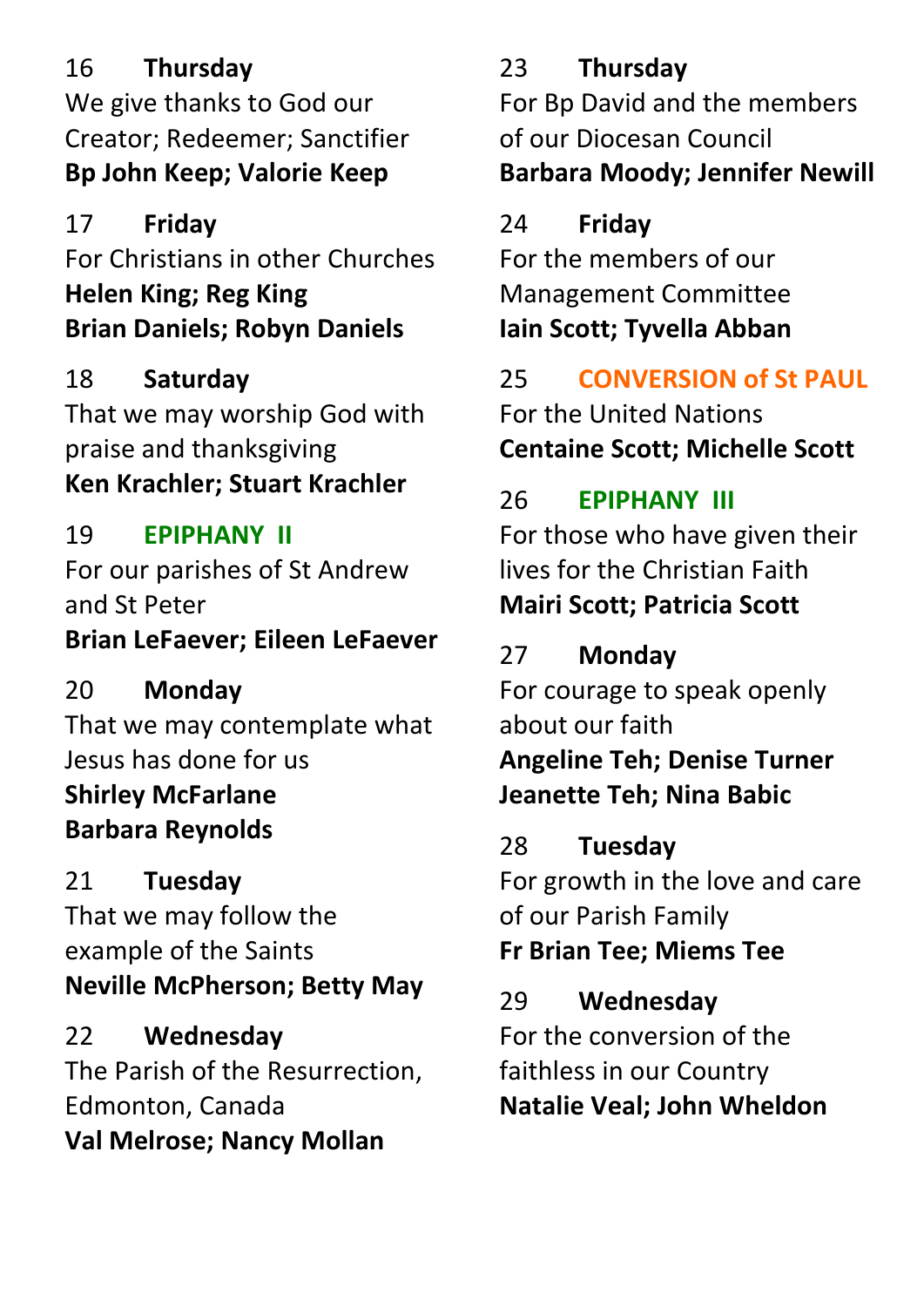16 **Thursday**
We give thanks to God our Creator; Redeemer; Sanctifier
**Bp John Keep; Valorie Keep**

17 **Friday**
For Christians in other Churches
**Helen King; Reg King**
**Brian Daniels; Robyn Daniels**

18 **Saturday**
That we may worship God with praise and thanksgiving
**Ken Krachler; Stuart Krachler**

19 **EPIPHANY II**
For our parishes of St Andrew and St Peter
**Brian LeFaever; Eileen LeFaever**

20 **Monday**
That we may contemplate what Jesus has done for us
**Shirley McFarlane**
**Barbara Reynolds**

21 **Tuesday**
That we may follow the example of the Saints
**Neville McPherson; Betty May**

22 **Wednesday**
The Parish of the Resurrection, Edmonton, Canada
**Val Melrose; Nancy Mollan**

23 **Thursday**
For Bp David and the members of our Diocesan Council
**Barbara Moody; Jennifer Newill**

24 **Friday**
For the members of our Management Committee
**Iain Scott; Tyvella Abban**

25 **CONVERSION of St PAUL**
For the United Nations
**Centaine Scott; Michelle Scott**

26 **EPIPHANY III**
For those who have given their lives for the Christian Faith
**Mairi Scott; Patricia Scott**

27 **Monday**
For courage to speak openly about our faith
**Angeline Teh; Denise Turner**
**Jeanette Teh; Nina Babic**

28 **Tuesday**
For growth in the love and care of our Parish Family
**Fr Brian Tee; Miems Tee**

29 **Wednesday**
For the conversion of the faithless in our Country
**Natalie Veal; John Wheldon**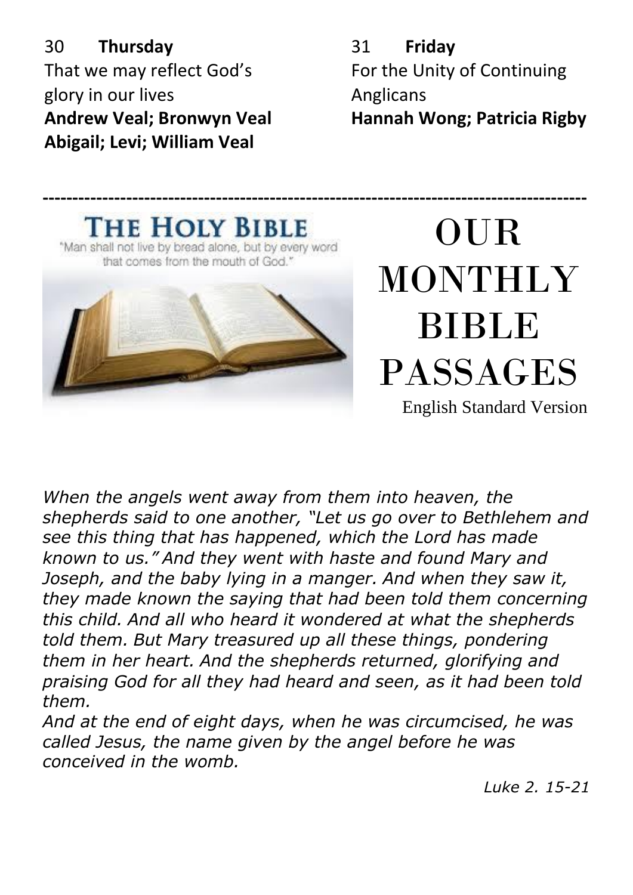30 **Thursday**
That we may reflect God's glory in our lives
**Andrew Veal; Bronwyn Veal**
**Abigail; Levi; William Veal**

31 **Friday**
For the Unity of Continuing Anglicans
**Hannah Wong; Patricia Rigby**

---

THE HOLY BIBLE
"Man shall not live by bread alone, but by every word that comes from the mouth of God."

# OUR MONTHLY BIBLE PASSAGES

English Standard Version

*When the angels went away from them into heaven, the shepherds said to one another, "Let us go over to Bethlehem and see this thing that has happened, which the Lord has made known to us." And they went with haste and found Mary and Joseph, and the baby lying in a manger. And when they saw it, they made known the saying that had been told them concerning this child. And all who heard it wondered at what the shepherds told them. But Mary treasured up all these things, pondering them in her heart. And the shepherds returned, glorifying and praising God for all they had heard and seen, as it had been told them.*
*And at the end of eight days, when he was circumcised, he was called Jesus, the name given by the angel before he was conceived in the womb.*

*Luke 2. 15-21*